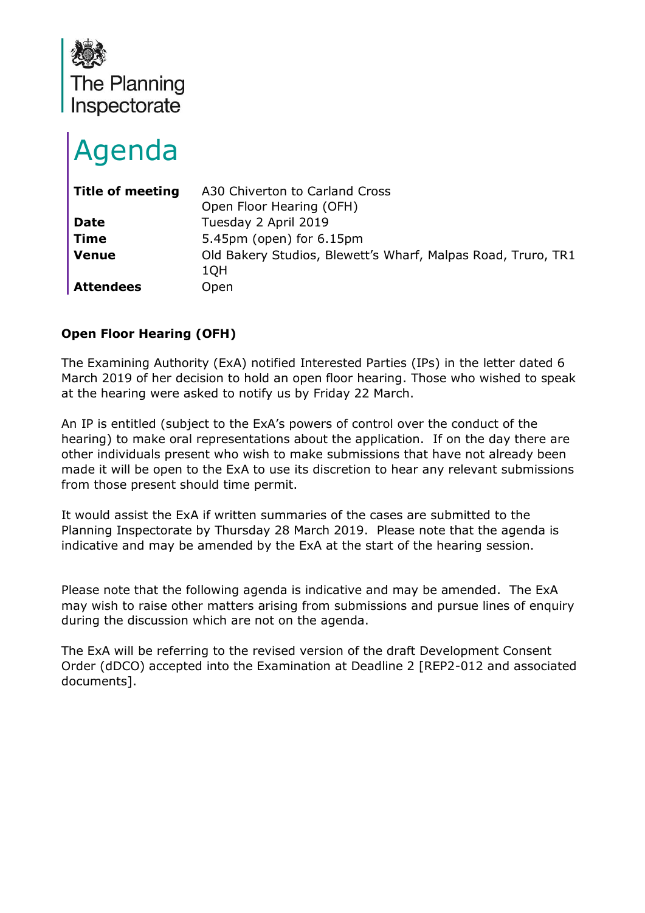The Planning Inspectorate

# Agenda

| | |
|---|---|
| **Title of meeting** | A30 Chiverton to Carland Cross<br>Open Floor Hearing (OFH) |
| **Date** | Tuesday 2 April 2019 |
| **Time** | 5.45pm (open) for 6.15pm |
| **Venue** | Old Bakery Studios, Blewett's Wharf, Malpas Road, Truro, TR1 1QH |
| **Attendees** | Open |

**Open Floor Hearing (OFH)**

The Examining Authority (ExA) notified Interested Parties (IPs) in the letter dated 6 March 2019 of her decision to hold an open floor hearing. Those who wished to speak at the hearing were asked to notify us by Friday 22 March.

An IP is entitled (subject to the ExA's powers of control over the conduct of the hearing) to make oral representations about the application. If on the day there are other individuals present who wish to make submissions that have not already been made it will be open to the ExA to use its discretion to hear any relevant submissions from those present should time permit.

It would assist the ExA if written summaries of the cases are submitted to the Planning Inspectorate by Thursday 28 March 2019. Please note that the agenda is indicative and may be amended by the ExA at the start of the hearing session.

Please note that the following agenda is indicative and may be amended. The ExA may wish to raise other matters arising from submissions and pursue lines of enquiry during the discussion which are not on the agenda.

The ExA will be referring to the revised version of the draft Development Consent Order (dDCO) accepted into the Examination at Deadline 2 [REP2-012 and associated documents].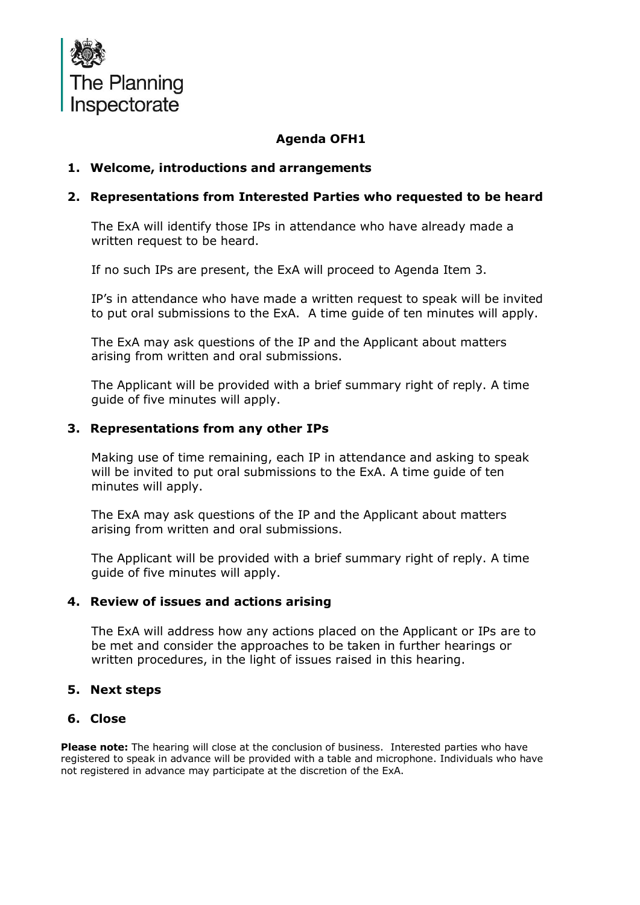The Planning Inspectorate

# Agenda OFH1

## 1. Welcome, introductions and arrangements

## 2. Representations from Interested Parties who requested to be heard

The ExA will identify those IPs in attendance who have already made a written request to be heard.

If no such IPs are present, the ExA will proceed to Agenda Item 3.

IP's in attendance who have made a written request to speak will be invited to put oral submissions to the ExA. A time guide of ten minutes will apply.

The ExA may ask questions of the IP and the Applicant about matters arising from written and oral submissions.

The Applicant will be provided with a brief summary right of reply. A time guide of five minutes will apply.

## 3. Representations from any other IPs

Making use of time remaining, each IP in attendance and asking to speak will be invited to put oral submissions to the ExA. A time guide of ten minutes will apply.

The ExA may ask questions of the IP and the Applicant about matters arising from written and oral submissions.

The Applicant will be provided with a brief summary right of reply. A time guide of five minutes will apply.

## 4. Review of issues and actions arising

The ExA will address how any actions placed on the Applicant or IPs are to be met and consider the approaches to be taken in further hearings or written procedures, in the light of issues raised in this hearing.

## 5. Next steps

## 6. Close

**Please note:** The hearing will close at the conclusion of business. Interested parties who have registered to speak in advance will be provided with a table and microphone. Individuals who have not registered in advance may participate at the discretion of the ExA.